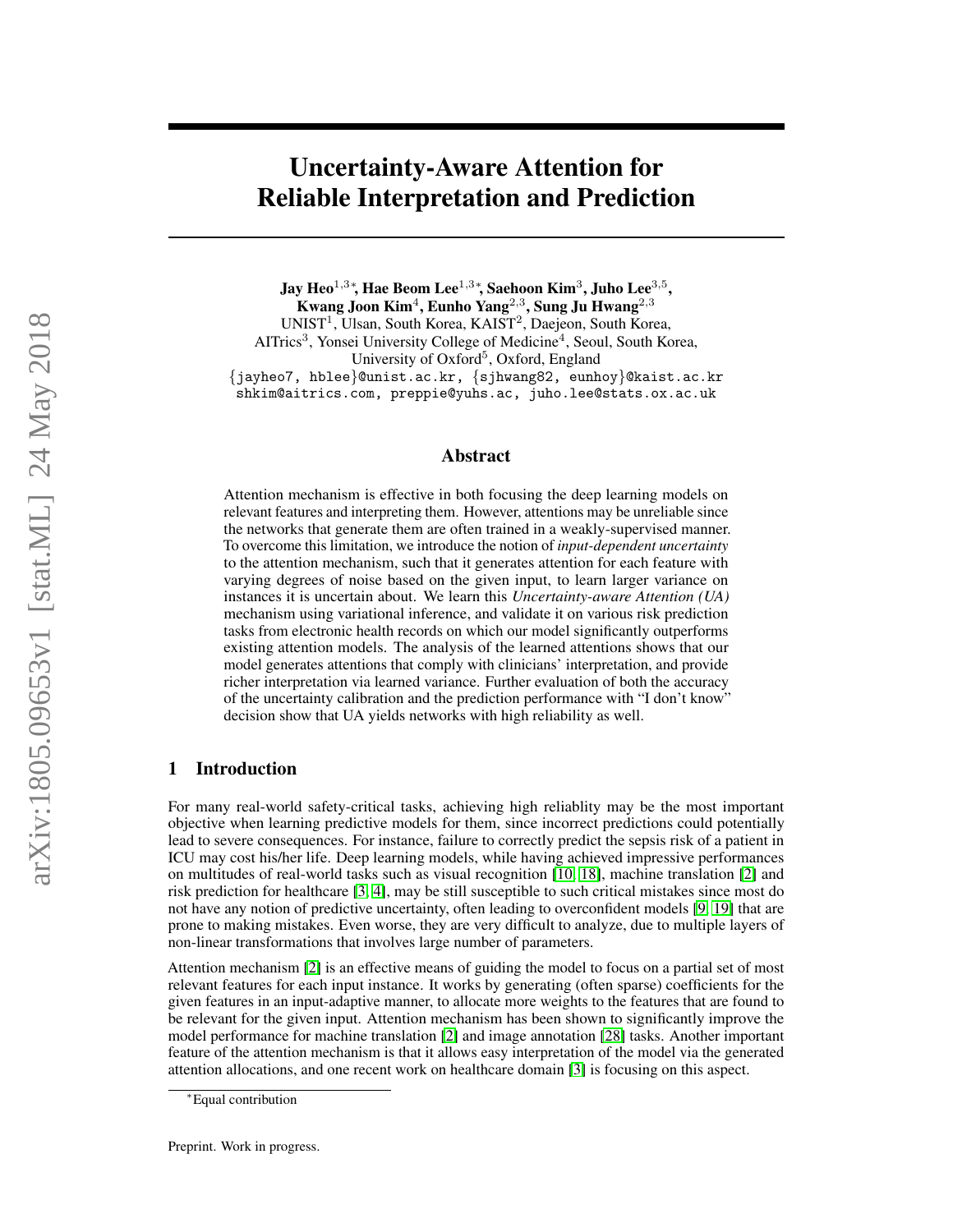# Uncertainty-Aware Attention for Reliable Interpretation and Prediction

**Jay Heo[1,3*], Hae Beom Lee[1,3*], Saehoon Kim[3], Juho Lee[3,5], Kwang Joon Kim[4], Eunho Yang[2,3], Sung Ju Hwang[2,3]**
UNIST[1], Ulsan, South Korea, KAIST[2], Daejeon, South Korea,
AITrics[3], Yonsei University College of Medicine[4], Seoul, South Korea,
University of Oxford[5], Oxford, England
{jayheo7, hblee}@unist.ac.kr, {sjhwang82, eunhoy}@kaist.ac.kr
shkim@aitrics.com, preppie@yuhs.ac, juho.lee@stats.ox.ac.uk

## Abstract

Attention mechanism is effective in both focusing the deep learning models on relevant features and interpreting them. However, attentions may be unreliable since the networks that generate them are often trained in a weakly-supervised manner. To overcome this limitation, we introduce the notion of *input-dependent uncertainty* to the attention mechanism, such that it generates attention for each feature with varying degrees of noise based on the given input, to learn larger variance on instances it is uncertain about. We learn this *Uncertainty-aware Attention (UA)* mechanism using variational inference, and validate it on various risk prediction tasks from electronic health records on which our model significantly outperforms existing attention models. The analysis of the learned attentions shows that our model generates attentions that comply with clinicians' interpretation, and provide richer interpretation via learned variance. Further evaluation of both the accuracy of the uncertainty calibration and the prediction performance with "I don't know" decision show that UA yields networks with high reliability as well.

## 1 Introduction

For many real-world safety-critical tasks, achieving high reliablity may be the most important objective when learning predictive models for them, since incorrect predictions could potentially lead to severe consequences. For instance, failure to correctly predict the sepsis risk of a patient in ICU may cost his/her life. Deep learning models, while having achieved impressive performances on multitudes of real-world tasks such as visual recognition [10, 18], machine translation [2] and risk prediction for healthcare [3, 4], may be still susceptible to such critical mistakes since most do not have any notion of predictive uncertainty, often leading to overconfident models [9, 19] that are prone to making mistakes. Even worse, they are very difficult to analyze, due to multiple layers of non-linear transformations that involves large number of parameters.

Attention mechanism [2] is an effective means of guiding the model to focus on a partial set of most relevant features for each input instance. It works by generating (often sparse) coefficients for the given features in an input-adaptive manner, to allocate more weights to the features that are found to be relevant for the given input. Attention mechanism has been shown to significantly improve the model performance for machine translation [2] and image annotation [28] tasks. Another important feature of the attention mechanism is that it allows easy interpretation of the model via the generated attention allocations, and one recent work on healthcare domain [3] is focusing on this aspect.

*Equal contribution

Preprint. Work in progress.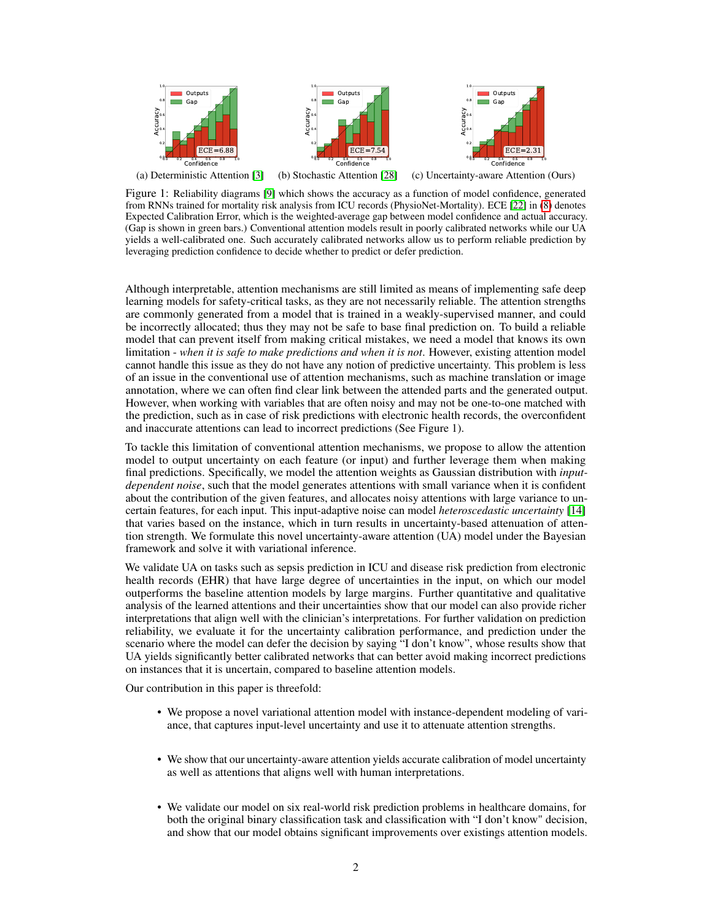(a) Deterministic Attention [3] (b) Stochastic Attention [28] (c) Uncertainty-aware Attention (Ours)

Figure 1: Reliability diagrams [9] which shows the accuracy as a function of model confidence, generated from RNNs trained for mortality risk analysis from ICU records (PhysioNet-Mortality). ECE [22] in (8) denotes Expected Calibration Error, which is the weighted-average gap between model confidence and actual accuracy. (Gap is shown in green bars.) Conventional attention models result in poorly calibrated networks while our UA yields a well-calibrated one. Such accurately calibrated networks allow us to perform reliable prediction by leveraging prediction confidence to decide whether to predict or defer prediction.

Although interpretable, attention mechanisms are still limited as means of implementing safe deep learning models for safety-critical tasks, as they are not necessarily reliable. The attention strengths are commonly generated from a model that is trained in a weakly-supervised manner, and could be incorrectly allocated; thus they may not be safe to base final prediction on. To build a reliable model that can prevent itself from making critical mistakes, we need a model that knows its own limitation - *when it is safe to make predictions and when it is not*. However, existing attention model cannot handle this issue as they do not have any notion of predictive uncertainty. This problem is less of an issue in the conventional use of attention mechanisms, such as machine translation or image annotation, where we can often find clear link between the attended parts and the generated output. However, when working with variables that are often noisy and may not be one-to-one matched with the prediction, such as in case of risk predictions with electronic health records, the overconfident and inaccurate attentions can lead to incorrect predictions (See Figure 1).

To tackle this limitation of conventional attention mechanisms, we propose to allow the attention model to output uncertainty on each feature (or input) and further leverage them when making final predictions. Specifically, we model the attention weights as Gaussian distribution with *input-dependent noise*, such that the model generates attentions with small variance when it is confident about the contribution of the given features, and allocates noisy attentions with large variance to uncertain features, for each input. This input-adaptive noise can model *heteroscedastic uncertainty* [14] that varies based on the instance, which in turn results in uncertainty-based attenuation of attention strength. We formulate this novel uncertainty-aware attention (UA) model under the Bayesian framework and solve it with variational inference.

We validate UA on tasks such as sepsis prediction in ICU and disease risk prediction from electronic health records (EHR) that have large degree of uncertainties in the input, on which our model outperforms the baseline attention models by large margins. Further quantitative and qualitative analysis of the learned attentions and their uncertainties show that our model can also provide richer interpretations that align well with the clinician's interpretations. For further validation on prediction reliability, we evaluate it for the uncertainty calibration performance, and prediction under the scenario where the model can defer the decision by saying "I don't know", whose results show that UA yields significantly better calibrated networks that can better avoid making incorrect predictions on instances that it is uncertain, compared to baseline attention models.

Our contribution in this paper is threefold:

- We propose a novel variational attention model with instance-dependent modeling of variance, that captures input-level uncertainty and use it to attenuate attention strengths.
- We show that our uncertainty-aware attention yields accurate calibration of model uncertainty as well as attentions that aligns well with human interpretations.
- We validate our model on six real-world risk prediction problems in healthcare domains, for both the original binary classification task and classification with "I don't know" decision, and show that our model obtains significant improvements over existings attention models.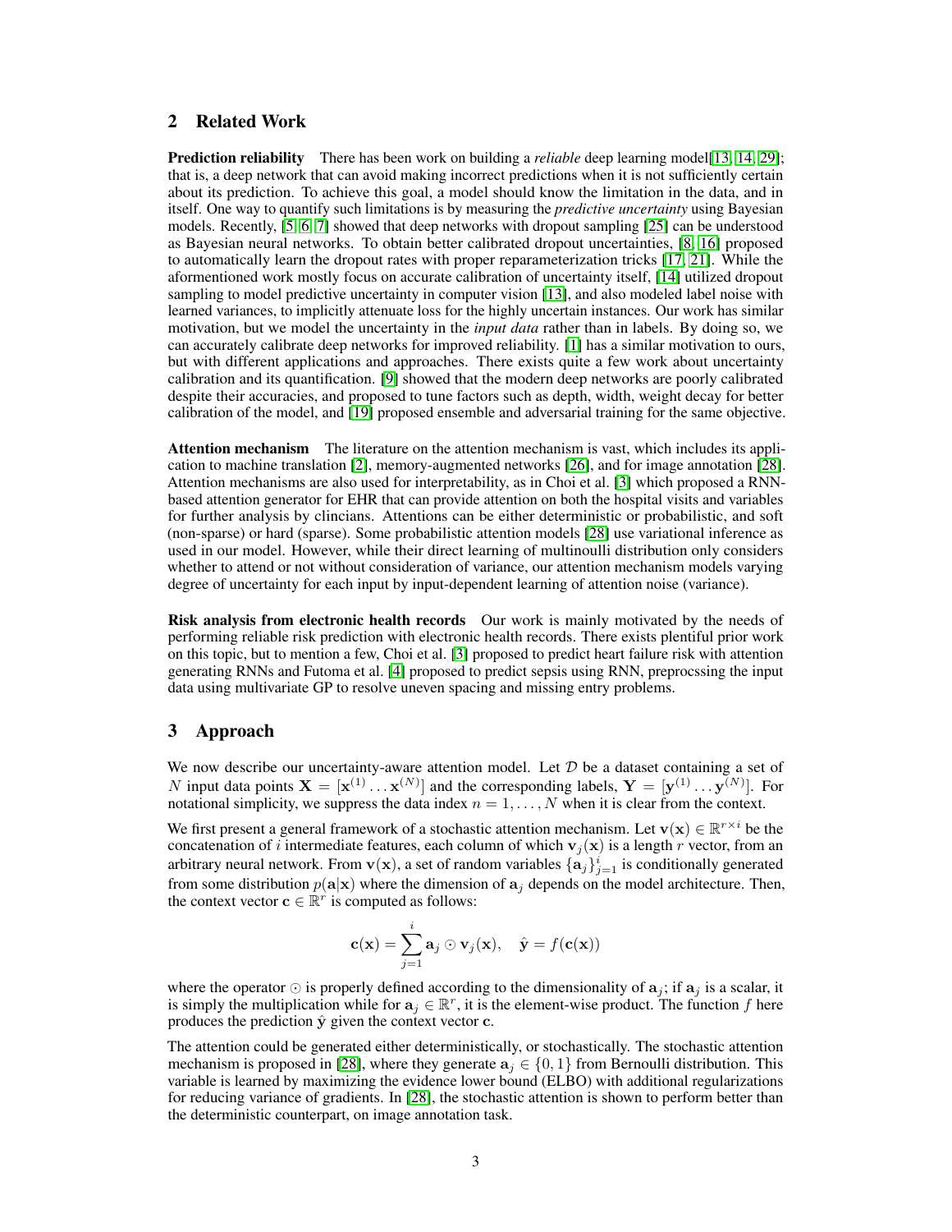## 2 Related Work

**Prediction reliability** There has been work on building a *reliable* deep learning model[13, 14, 29]; that is, a deep network that can avoid making incorrect predictions when it is not sufficiently certain about its prediction. To achieve this goal, a model should know the limitation in the data, and in itself. One way to quantify such limitations is by measuring the *predictive uncertainty* using Bayesian models. Recently, [5, 6, 7] showed that deep networks with dropout sampling [25] can be understood as Bayesian neural networks. To obtain better calibrated dropout uncertainties, [8, 16] proposed to automatically learn the dropout rates with proper reparameterization tricks [17, 21]. While the aforementioned work mostly focus on accurate calibration of uncertainty itself, [14] utilized dropout sampling to model predictive uncertainty in computer vision [13], and also modeled label noise with learned variances, to implicitly attenuate loss for the highly uncertain instances. Our work has similar motivation, but we model the uncertainty in the *input data* rather than in labels. By doing so, we can accurately calibrate deep networks for improved reliability. [1] has a similar motivation to ours, but with different applications and approaches. There exists quite a few work about uncertainty calibration and its quantification. [9] showed that the modern deep networks are poorly calibrated despite their accuracies, and proposed to tune factors such as depth, width, weight decay for better calibration of the model, and [19] proposed ensemble and adversarial training for the same objective.

**Attention mechanism** The literature on the attention mechanism is vast, which includes its application to machine translation [2], memory-augmented networks [26], and for image annotation [28]. Attention mechanisms are also used for interpretability, as in Choi et al. [3] which proposed a RNN-based attention generator for EHR that can provide attention on both the hospital visits and variables for further analysis by clincians. Attentions can be either deterministic or probabilistic, and soft (non-sparse) or hard (sparse). Some probabilistic attention models [28] use variational inference as used in our model. However, while their direct learning of multinoulli distribution only considers whether to attend or not without consideration of variance, our attention mechanism models varying degree of uncertainty for each input by input-dependent learning of attention noise (variance).

**Risk analysis from electronic health records** Our work is mainly motivated by the needs of performing reliable risk prediction with electronic health records. There exists plentiful prior work on this topic, but to mention a few, Choi et al. [3] proposed to predict heart failure risk with attention generating RNNs and Futoma et al. [4] proposed to predict sepsis using RNN, preprocssing the input data using multivariate GP to resolve uneven spacing and missing entry problems.

## 3 Approach

We now describe our uncertainty-aware attention model. Let $\mathcal{D}$ be a dataset containing a set of $N$ input data points $\mathbf{X} = [\mathbf{x}^{(1)} \dots \mathbf{x}^{(N)}]$ and the corresponding labels, $\mathbf{Y} = [\mathbf{y}^{(1)} \dots \mathbf{y}^{(N)}]$. For notational simplicity, we suppress the data index $n = 1, \dots, N$ when it is clear from the context.

We first present a general framework of a stochastic attention mechanism. Let $\mathbf{v}(\mathbf{x}) \in \mathbb{R}^{r \times i}$ be the concatenation of $i$ intermediate features, each column of which $\mathbf{v}_j(\mathbf{x})$ is a length $r$ vector, from an arbitrary neural network. From $\mathbf{v}(\mathbf{x})$, a set of random variables $\{\mathbf{a}_j\}_{j=1}^{i}$ is conditionally generated from some distribution $p(\mathbf{a}|\mathbf{x})$ where the dimension of $\mathbf{a}_j$ depends on the model architecture. Then, the context vector $\mathbf{c} \in \mathbb{R}^r$ is computed as follows:

$$\mathbf{c}(\mathbf{x}) = \sum_{j=1}^{i} \mathbf{a}_j \odot \mathbf{v}_j(\mathbf{x}), \quad \hat{\mathbf{y}} = f(\mathbf{c}(\mathbf{x}))$$

where the operator $\odot$ is properly defined according to the dimensionality of $\mathbf{a}_j$; if $\mathbf{a}_j$ is a scalar, it is simply the multiplication while for $\mathbf{a}_j \in \mathbb{R}^r$, it is the element-wise product. The function $f$ here produces the prediction $\hat{\mathbf{y}}$ given the context vector $\mathbf{c}$.

The attention could be generated either deterministically, or stochastically. The stochastic attention mechanism is proposed in [28], where they generate $\mathbf{a}_j \in \{0, 1\}$ from Bernoulli distribution. This variable is learned by maximizing the evidence lower bound (ELBO) with additional regularizations for reducing variance of gradients. In [28], the stochastic attention is shown to perform better than the deterministic counterpart, on image annotation task.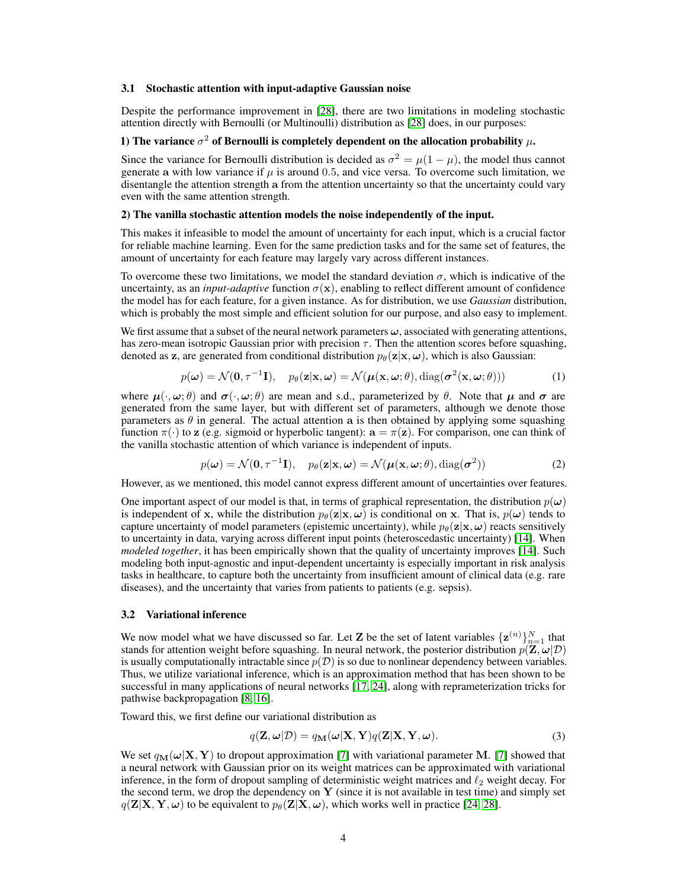### 3.1 Stochastic attention with input-adaptive Gaussian noise

Despite the performance improvement in [28], there are two limitations in modeling stochastic attention directly with Bernoulli (or Multinoulli) distribution as [28] does, in our purposes:

**1) The variance $\sigma^2$ of Bernoulli is completely dependent on the allocation probability $\mu$.**

Since the variance for Bernoulli distribution is decided as $\sigma^2 = \mu(1-\mu)$, the model thus cannot generate $\mathbf{a}$ with low variance if $\mu$ is around $0.5$, and vice versa. To overcome such limitation, we disentangle the attention strength $\mathbf{a}$ from the attention uncertainty so that the uncertainty could vary even with the same attention strength.

**2) The vanilla stochastic attention models the noise independently of the input.**

This makes it infeasible to model the amount of uncertainty for each input, which is a crucial factor for reliable machine learning. Even for the same prediction tasks and for the same set of features, the amount of uncertainty for each feature may largely vary across different instances.

To overcome these two limitations, we model the standard deviation $\sigma$, which is indicative of the uncertainty, as an *input-adaptive* function $\sigma(\mathbf{x})$, enabling to reflect different amount of confidence the model has for each feature, for a given instance. As for distribution, we use *Gaussian* distribution, which is probably the most simple and efficient solution for our purpose, and also easy to implement.

We first assume that a subset of the neural network parameters $\boldsymbol{\omega}$, associated with generating attentions, has zero-mean isotropic Gaussian prior with precision $\tau$. Then the attention scores before squashing, denoted as $\mathbf{z}$, are generated from conditional distribution $p_\theta(\mathbf{z}|\mathbf{x}, \boldsymbol{\omega})$, which is also Gaussian:

$$p(\boldsymbol{\omega}) = \mathcal{N}(\mathbf{0}, \tau^{-1}\mathbf{I}), \quad p_\theta(\mathbf{z}|\mathbf{x}, \boldsymbol{\omega}) = \mathcal{N}(\boldsymbol{\mu}(\mathbf{x}, \boldsymbol{\omega}; \theta), \mathrm{diag}(\boldsymbol{\sigma}^2(\mathbf{x}, \boldsymbol{\omega}; \theta))) \tag{1}$$

where $\boldsymbol{\mu}(\cdot, \boldsymbol{\omega}; \theta)$ and $\boldsymbol{\sigma}(\cdot, \boldsymbol{\omega}; \theta)$ are mean and s.d., parameterized by $\theta$. Note that $\boldsymbol{\mu}$ and $\boldsymbol{\sigma}$ are generated from the same layer, but with different set of parameters, although we denote those parameters as $\theta$ in general. The actual attention $\mathbf{a}$ is then obtained by applying some squashing function $\pi(\cdot)$ to $\mathbf{z}$ (e.g. sigmoid or hyperbolic tangent): $\mathbf{a} = \pi(\mathbf{z})$. For comparison, one can think of the vanilla stochastic attention of which variance is independent of inputs.

$$p(\boldsymbol{\omega}) = \mathcal{N}(\mathbf{0}, \tau^{-1}\mathbf{I}), \quad p_\theta(\mathbf{z}|\mathbf{x}, \boldsymbol{\omega}) = \mathcal{N}(\boldsymbol{\mu}(\mathbf{x}, \boldsymbol{\omega}; \theta), \mathrm{diag}(\boldsymbol{\sigma}^2)) \tag{2}$$

However, as we mentioned, this model cannot express different amount of uncertainties over features.

One important aspect of our model is that, in terms of graphical representation, the distribution $p(\boldsymbol{\omega})$ is independent of $\mathbf{x}$, while the distribution $p_\theta(\mathbf{z}|\mathbf{x}, \boldsymbol{\omega})$ is conditional on $\mathbf{x}$. That is, $p(\boldsymbol{\omega})$ tends to capture uncertainty of model parameters (epistemic uncertainty), while $p_\theta(\mathbf{z}|\mathbf{x}, \boldsymbol{\omega})$ reacts sensitively to uncertainty in data, varying across different input points (heteroscedastic uncertainty) [14]. When *modeled together*, it has been empirically shown that the quality of uncertainty improves [14]. Such modeling both input-agnostic and input-dependent uncertainty is especially important in risk analysis tasks in healthcare, to capture both the uncertainty from insufficient amount of clinical data (e.g. rare diseases), and the uncertainty that varies from patients to patients (e.g. sepsis).

### 3.2 Variational inference

We now model what we have discussed so far. Let $\mathbf{Z}$ be the set of latent variables $\{\mathbf{z}^{(n)}\}_{n=1}^N$ that stands for attention weight before squashing. In neural network, the posterior distribution $p(\mathbf{Z}, \boldsymbol{\omega}|\mathcal{D})$ is usually computationally intractable since $p(\mathcal{D})$ is so due to nonlinear dependency between variables. Thus, we utilize variational inference, which is an approximation method that has been shown to be successful in many applications of neural networks [17, 24], along with reparameterization tricks for pathwise backpropagation [8, 16].

Toward this, we first define our variational distribution as

$$q(\mathbf{Z}, \boldsymbol{\omega}|\mathcal{D}) = q_{\mathbf{M}}(\boldsymbol{\omega}|\mathbf{X}, \mathbf{Y}) q(\mathbf{Z}|\mathbf{X}, \mathbf{Y}, \boldsymbol{\omega}). \tag{3}$$

We set $q_{\mathbf{M}}(\boldsymbol{\omega}|\mathbf{X}, \mathbf{Y})$ to dropout approximation [7] with variational parameter $\mathbf{M}$. [7] showed that a neural network with Gaussian prior on its weight matrices can be approximated with variational inference, in the form of dropout sampling of deterministic weight matrices and $\ell_2$ weight decay. For the second term, we drop the dependency on $\mathbf{Y}$ (since it is not available in test time) and simply set $q(\mathbf{Z}|\mathbf{X}, \mathbf{Y}, \boldsymbol{\omega})$ to be equivalent to $p_\theta(\mathbf{Z}|\mathbf{X}, \boldsymbol{\omega})$, which works well in practice [24, 28].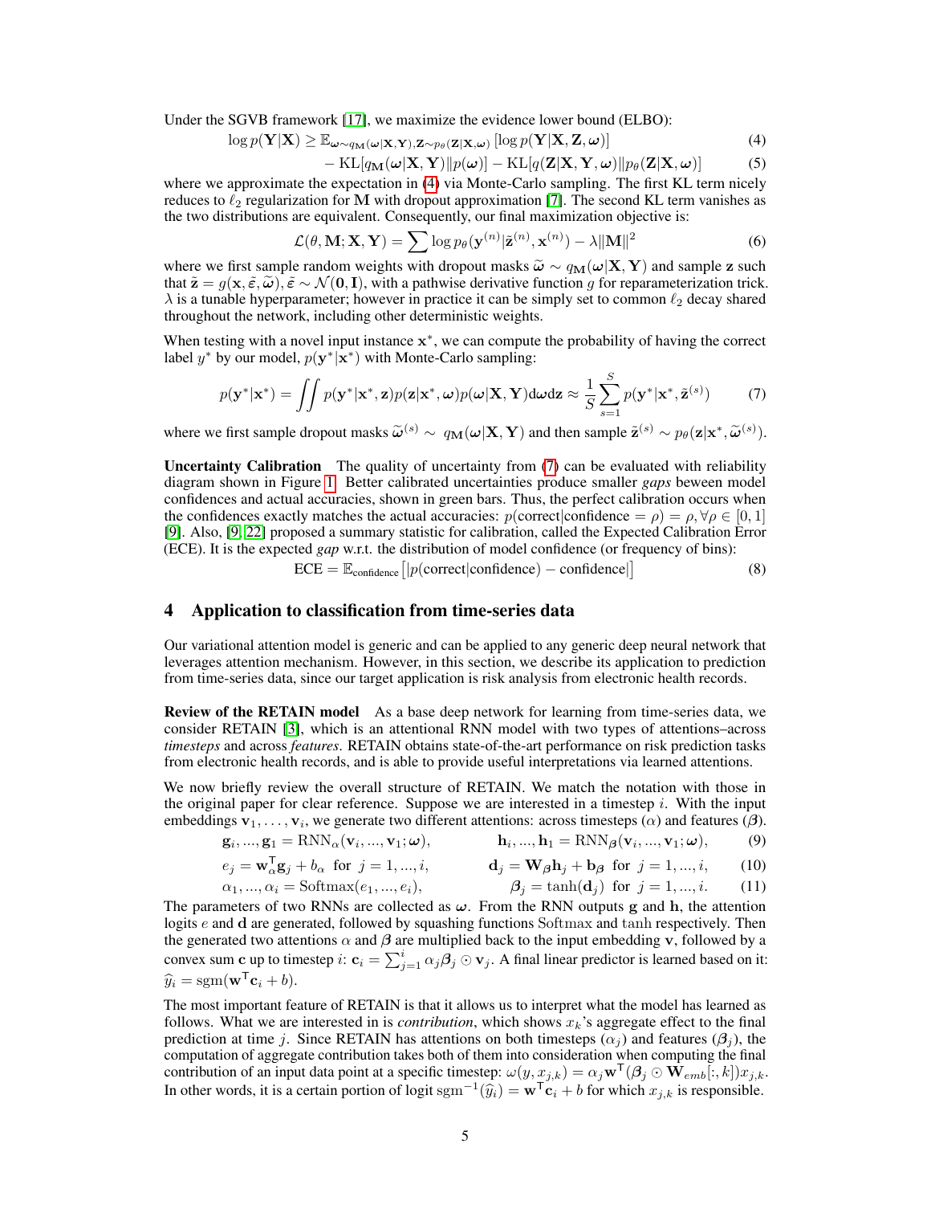Under the SGVB framework [17], we maximize the evidence lower bound (ELBO):

$$\log p(\mathbf{Y}|\mathbf{X}) \geq \mathbb{E}_{\boldsymbol{\omega}\sim q_{\mathbf{M}}(\boldsymbol{\omega}|\mathbf{X},\mathbf{Y}),\mathbf{Z}\sim p_\theta(\mathbf{Z}|\mathbf{X},\boldsymbol{\omega})}\left[\log p(\mathbf{Y}|\mathbf{X},\mathbf{Z},\boldsymbol{\omega})\right] \tag{4}$$

$$- \mathrm{KL}[q_{\mathbf{M}}(\boldsymbol{\omega}|\mathbf{X},\mathbf{Y})\|p(\boldsymbol{\omega})] - \mathrm{KL}[q(\mathbf{Z}|\mathbf{X},\mathbf{Y},\boldsymbol{\omega})\|p_\theta(\mathbf{Z}|\mathbf{X},\boldsymbol{\omega})] \tag{5}$$

where we approximate the expectation in (4) via Monte-Carlo sampling. The first KL term nicely reduces to $\ell_2$ regularization for $\mathbf{M}$ with dropout approximation [7]. The second KL term vanishes as the two distributions are equivalent. Consequently, our final maximization objective is:

$$\mathcal{L}(\theta, \mathbf{M}; \mathbf{X}, \mathbf{Y}) = \sum \log p_\theta(\mathbf{y}^{(n)}|\tilde{\mathbf{z}}^{(n)}, \mathbf{x}^{(n)}) - \lambda\|\mathbf{M}\|^2 \tag{6}$$

where we first sample random weights with dropout masks $\widetilde{\boldsymbol{\omega}} \sim q_{\mathbf{M}}(\boldsymbol{\omega}|\mathbf{X},\mathbf{Y})$ and sample $\mathbf{z}$ such that $\tilde{\mathbf{z}} = g(\mathbf{x}, \tilde{\varepsilon}, \widetilde{\boldsymbol{\omega}}), \tilde{\varepsilon} \sim \mathcal{N}(\mathbf{0}, \mathbf{I})$, with a pathwise derivative function $g$ for reparameterization trick. $\lambda$ is a tunable hyperparameter; however in practice it can be simply set to common $\ell_2$ decay shared throughout the network, including other deterministic weights.

When testing with a novel input instance $\mathbf{x}^*$, we can compute the probability of having the correct label $y^*$ by our model, $p(\mathbf{y}^*|\mathbf{x}^*)$ with Monte-Carlo sampling:

$$p(\mathbf{y}^*|\mathbf{x}^*) = \iint p(\mathbf{y}^*|\mathbf{x}^*, \mathbf{z})p(\mathbf{z}|\mathbf{x}^*, \boldsymbol{\omega})p(\boldsymbol{\omega}|\mathbf{X}, \mathbf{Y})\mathrm{d}\boldsymbol{\omega}\mathrm{d}\mathbf{z} \approx \frac{1}{S}\sum_{s=1}^{S} p(\mathbf{y}^*|\mathbf{x}^*, \tilde{\mathbf{z}}^{(s)}) \tag{7}$$

where we first sample dropout masks $\widetilde{\boldsymbol{\omega}}^{(s)} \sim q_{\mathbf{M}}(\boldsymbol{\omega}|\mathbf{X},\mathbf{Y})$ and then sample $\tilde{\mathbf{z}}^{(s)} \sim p_\theta(\mathbf{z}|\mathbf{x}^*, \widetilde{\boldsymbol{\omega}}^{(s)})$.

**Uncertainty Calibration** The quality of uncertainty from (7) can be evaluated with reliability diagram shown in Figure 1. Better calibrated uncertainties produce smaller *gaps* beween model confidences and actual accuracies, shown in green bars. Thus, the perfect calibration occurs when the confidences exactly matches the actual accuracies: $p(\text{correct}|\text{confidence} = \rho) = \rho, \forall \rho \in [0, 1]$ [9]. Also, [9, 22] proposed a summary statistic for calibration, called the Expected Calibration Error (ECE). It is the expected *gap* w.r.t. the distribution of model confidence (or frequency of bins):

$$\mathrm{ECE} = \mathbb{E}_{\text{confidence}}\left[|p(\text{correct}|\text{confidence}) - \text{confidence}|\right] \tag{8}$$

## 4 Application to classification from time-series data

Our variational attention model is generic and can be applied to any generic deep neural network that leverages attention mechanism. However, in this section, we describe its application to prediction from time-series data, since our target application is risk analysis from electronic health records.

**Review of the RETAIN model** As a base deep network for learning from time-series data, we consider RETAIN [3], which is an attentional RNN model with two types of attentions–across *timesteps* and across *features*. RETAIN obtains state-of-the-art performance on risk prediction tasks from electronic health records, and is able to provide useful interpretations via learned attentions.

We now briefly review the overall structure of RETAIN. We match the notation with those in the original paper for clear reference. Suppose we are interested in a timestep $i$. With the input embeddings $\mathbf{v}_1, \ldots, \mathbf{v}_i$, we generate two different attentions: across timesteps ($\alpha$) and features ($\boldsymbol{\beta}$).

$$\mathbf{g}_i, ..., \mathbf{g}_1 = \mathrm{RNN}_\alpha(\mathbf{v}_i, ..., \mathbf{v}_1; \boldsymbol{\omega}), \qquad \mathbf{h}_i, ..., \mathbf{h}_1 = \mathrm{RNN}_{\boldsymbol{\beta}}(\mathbf{v}_i, ..., \mathbf{v}_1; \boldsymbol{\omega}), \tag{9}$$

$$e_j = \mathbf{w}_\alpha^\mathsf{T}\mathbf{g}_j + b_\alpha \ \text{ for } j = 1, ..., i, \qquad \mathbf{d}_j = \mathbf{W}_{\boldsymbol{\beta}}\mathbf{h}_j + \mathbf{b}_{\boldsymbol{\beta}} \ \text{ for } j = 1, ..., i, \tag{10}$$

$$\alpha_1, ..., \alpha_i = \mathrm{Softmax}(e_1, ..., e_i), \qquad \boldsymbol{\beta}_j = \tanh(\mathbf{d}_j) \ \text{ for } j = 1, ..., i. \tag{11}$$

The parameters of two RNNs are collected as $\boldsymbol{\omega}$. From the RNN outputs $\mathbf{g}$ and $\mathbf{h}$, the attention logits $e$ and $\mathbf{d}$ are generated, followed by squashing functions $\mathrm{Softmax}$ and $\tanh$ respectively. Then the generated two attentions $\alpha$ and $\boldsymbol{\beta}$ are multiplied back to the input embedding $\mathbf{v}$, followed by a convex sum $\mathbf{c}$ up to timestep $i$: $\mathbf{c}_i = \sum_{j=1}^{i} \alpha_j \boldsymbol{\beta}_j \odot \mathbf{v}_j$. A final linear predictor is learned based on it: $\widehat{y}_i = \mathrm{sgm}(\mathbf{w}^\mathsf{T}\mathbf{c}_i + b)$.

The most important feature of RETAIN is that it allows us to interpret what the model has learned as follows. What we are interested in is *contribution*, which shows $x_k$'s aggregate effect to the final prediction at time $j$. Since RETAIN has attentions on both timesteps ($\alpha_j$) and features ($\boldsymbol{\beta}_j$), the computation of aggregate contribution takes both of them into consideration when computing the final contribution of an input data point at a specific timestep: $\omega(y, x_{j,k}) = \alpha_j \mathbf{w}^\mathsf{T}(\boldsymbol{\beta}_j \odot \mathbf{W}_{emb}[:, k])x_{j,k}$. In other words, it is a certain portion of logit $\mathrm{sgm}^{-1}(\widehat{y}_i) = \mathbf{w}^\mathsf{T}\mathbf{c}_i + b$ for which $x_{j,k}$ is responsible.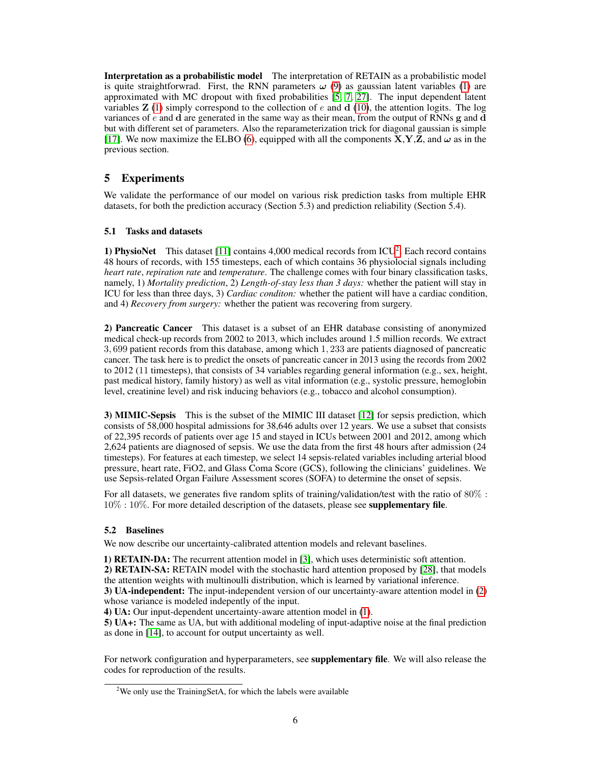**Interpretation as a probabilistic model** The interpretation of RETAIN as a probabilistic model is quite straightforwrad. First, the RNN parameters $\boldsymbol{\omega}$ (9) as gaussian latent variables (1) are approximated with MC dropout with fixed probabilities [5, 7, 27]. The input dependent latent variables $\mathbf{Z}$ (1) simply correspond to the collection of $e$ and $\mathbf{d}$ (10), the attention logits. The log variances of $e$ and $\mathbf{d}$ are generated in the same way as their mean, from the output of RNNs $\mathbf{g}$ and $\mathbf{d}$ but with different set of parameters. Also the reparameterization trick for diagonal gaussian is simple [17]. We now maximize the ELBO (6), equipped with all the components $\mathbf{X}$,$\mathbf{Y}$,$\mathbf{Z}$, and $\boldsymbol{\omega}$ as in the previous section.

## 5 Experiments

We validate the performance of our model on various risk prediction tasks from multiple EHR datasets, for both the prediction accuracy (Section 5.3) and prediction reliability (Section 5.4).

### 5.1 Tasks and datasets

**1) PhysioNet** This dataset [11] contains 4,000 medical records from ICU[2]. Each record contains 48 hours of records, with 155 timesteps, each of which contains 36 physiolocial signals including *heart rate*, *repiration rate* and *temperature*. The challenge comes with four binary classification tasks, namely, 1) *Mortality prediction*, 2) *Length-of-stay less than 3 days:* whether the patient will stay in ICU for less than three days, 3) *Cardiac conditon:* whether the patient will have a cardiac condition, and 4) *Recovery from surgery:* whether the patient was recovering from surgery.

**2) Pancreatic Cancer** This dataset is a subset of an EHR database consisting of anonymized medical check-up records from 2002 to 2013, which includes around 1.5 million records. We extract $3,699$ patient records from this database, among which $1,233$ are patients diagnosed of pancreatic cancer. The task here is to predict the onsets of pancreatic cancer in 2013 using the records from 2002 to 2012 (11 timesteps), that consists of 34 variables regarding general information (e.g., sex, height, past medical history, family history) as well as vital information (e.g., systolic pressure, hemoglobin level, creatinine level) and risk inducing behaviors (e.g., tobacco and alcohol consumption).

**3) MIMIC-Sepsis** This is the subset of the MIMIC III dataset [12] for sepsis prediction, which consists of 58,000 hospital admissions for 38,646 adults over 12 years. We use a subset that consists of 22,395 records of patients over age 15 and stayed in ICUs between 2001 and 2012, among which 2,624 patients are diagnosed of sepsis. We use the data from the first 48 hours after admission (24 timesteps). For features at each timestep, we select 14 sepsis-related variables including arterial blood pressure, heart rate, FiO2, and Glass Coma Score (GCS), following the clinicians' guidelines. We use Sepsis-related Organ Failure Assessment scores (SOFA) to determine the onset of sepsis.

For all datasets, we generates five random splits of training/validation/test with the ratio of $80\% : 10\% : 10\%$. For more detailed description of the datasets, please see **supplementary file**.

### 5.2 Baselines

We now describe our uncertainty-calibrated attention models and relevant baselines.

**1) RETAIN-DA:** The recurrent attention model in [3], which uses deterministic soft attention.
**2) RETAIN-SA:** RETAIN model with the stochastic hard attention proposed by [28], that models the attention weights with multinoulli distribution, which is learned by variational inference.
**3) UA-independent:** The input-independent version of our uncertainty-aware attention model in (2) whose variance is modeled indepently of the input.
**4) UA:** Our input-dependent uncertainty-aware attention model in (1).
**5) UA+:** The same as UA, but with additional modeling of input-adaptive noise at the final prediction as done in [14], to account for output uncertainty as well.

For network configuration and hyperparameters, see **supplementary file**. We will also release the codes for reproduction of the results.

[2] We only use the TrainingSetA, for which the labels were available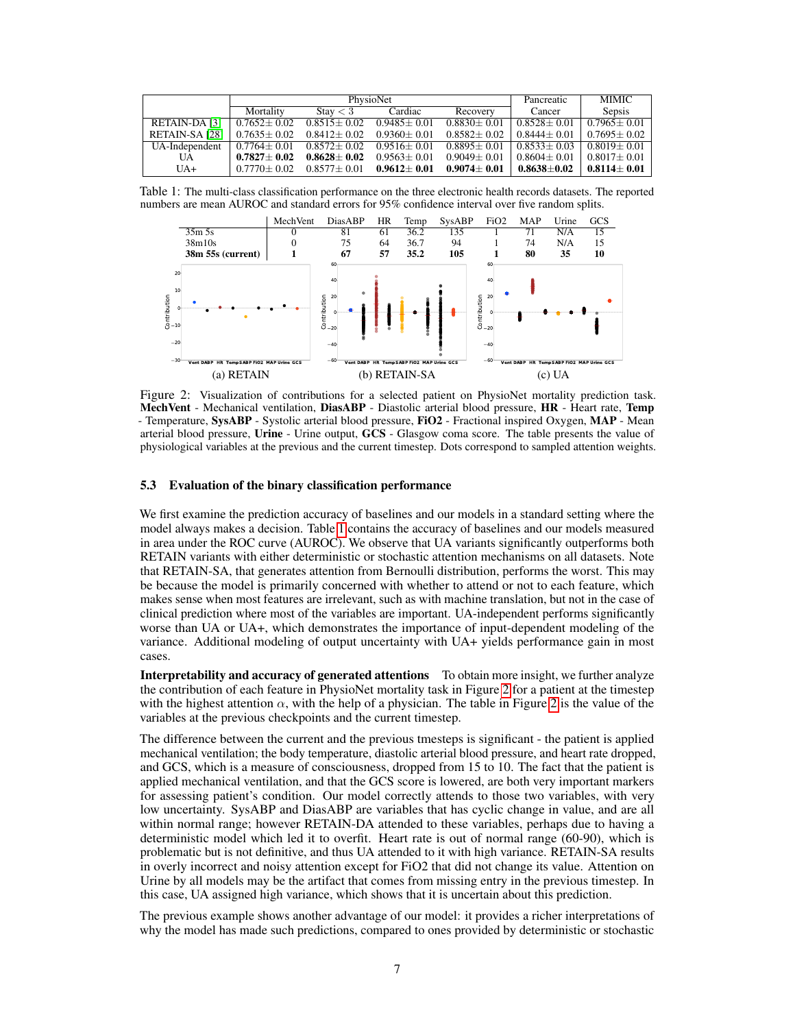|  | PhysioNet |  |  |  | Pancreatic | MIMIC |
|---|---|---|---|---|---|---|
|  | Mortality | Stay < 3 | Cardiac | Recovery | Cancer | Sepsis |
| RETAIN-DA [3] | 0.7652± 0.02 | 0.8515± 0.02 | 0.9485± 0.01 | 0.8830± 0.01 | 0.8528± 0.01 | 0.7965± 0.01 |
| RETAIN-SA [28] | 0.7635± 0.02 | 0.8412± 0.02 | 0.9360± 0.01 | 0.8582± 0.02 | 0.8444± 0.01 | 0.7695± 0.02 |
| UA-Independent | 0.7764± 0.01 | 0.8572± 0.02 | 0.9516± 0.01 | 0.8895± 0.01 | 0.8533± 0.03 | 0.8019± 0.01 |
| UA | **0.7827± 0.02** | **0.8628± 0.02** | 0.9563± 0.01 | 0.9049± 0.01 | 0.8604± 0.01 | 0.8017± 0.01 |
| UA+ | 0.7770± 0.02 | 0.8577± 0.01 | **0.9612± 0.01** | **0.9074± 0.01** | **0.8638±0.02** | **0.8114± 0.01** |

Table 1: The multi-class classification performance on the three electronic health records datasets. The reported numbers are mean AUROC and standard errors for 95% confidence interval over five random splits.

|  | MechVent | DiasABP | HR | Temp | SysABP | FiO2 | MAP | Urine | GCS |
|---|---|---|---|---|---|---|---|---|---|
| 35m 5s | 0 | 81 | 61 | 36.2 | 135 | 1 | 71 | N/A | 15 |
| 38m10s | 0 | 75 | 64 | 36.7 | 94 | 1 | 74 | N/A | 15 |
| **38m 55s (current)** | **1** | **67** | **57** | **35.2** | **105** | **1** | **80** | **35** | **10** |

(a) RETAIN (b) RETAIN-SA (c) UA

Figure 2: Visualization of contributions for a selected patient on PhysioNet mortality prediction task. **MechVent** - Mechanical ventilation, **DiasABP** - Diastolic arterial blood pressure, **HR** - Heart rate, **Temp** - Temperature, **SysABP** - Systolic arterial blood pressure, **FiO2** - Fractional inspired Oxygen, **MAP** - Mean arterial blood pressure, **Urine** - Urine output, **GCS** - Glasgow coma score. The table presents the value of physiological variables at the previous and the current timestep. Dots correspond to sampled attention weights.

### 5.3 Evaluation of the binary classification performance

We first examine the prediction accuracy of baselines and our models in a standard setting where the model always makes a decision. Table 1 contains the accuracy of baselines and our models measured in area under the ROC curve (AUROC). We observe that UA variants significantly outperforms both RETAIN variants with either deterministic or stochastic attention mechanisms on all datasets. Note that RETAIN-SA, that generates attention from Bernoulli distribution, performs the worst. This may be because the model is primarily concerned with whether to attend or not to each feature, which makes sense when most features are irrelevant, such as with machine translation, but not in the case of clinical prediction where most of the variables are important. UA-independent performs significantly worse than UA or UA+, which demonstrates the importance of input-dependent modeling of the variance. Additional modeling of output uncertainty with UA+ yields performance gain in most cases.

**Interpretability and accuracy of generated attentions** To obtain more insight, we further analyze the contribution of each feature in PhysioNet mortality task in Figure 2 for a patient at the timestep with the highest attention $\alpha$, with the help of a physician. The table in Figure 2 is the value of the variables at the previous checkpoints and the current timestep.

The difference between the current and the previous tmesteps is significant - the patient is applied mechanical ventilation; the body temperature, diastolic arterial blood pressure, and heart rate dropped, and GCS, which is a measure of consciousness, dropped from 15 to 10. The fact that the patient is applied mechanical ventilation, and that the GCS score is lowered, are both very important markers for assessing patient's condition. Our model correctly attends to those two variables, with very low uncertainty. SysABP and DiasABP are variables that has cyclic change in value, and are all within normal range; however RETAIN-DA attended to these variables, perhaps due to having a deterministic model which led it to overfit. Heart rate is out of normal range (60-90), which is problematic but is not definitive, and thus UA attended to it with high variance. RETAIN-SA results in overly incorrect and noisy attention except for FiO2 that did not change its value. Attention on Urine by all models may be the artifact that comes from missing entry in the previous timestep. In this case, UA assigned high variance, which shows that it is uncertain about this prediction.

The previous example shows another advantage of our model: it provides a richer interpretations of why the model has made such predictions, compared to ones provided by deterministic or stochastic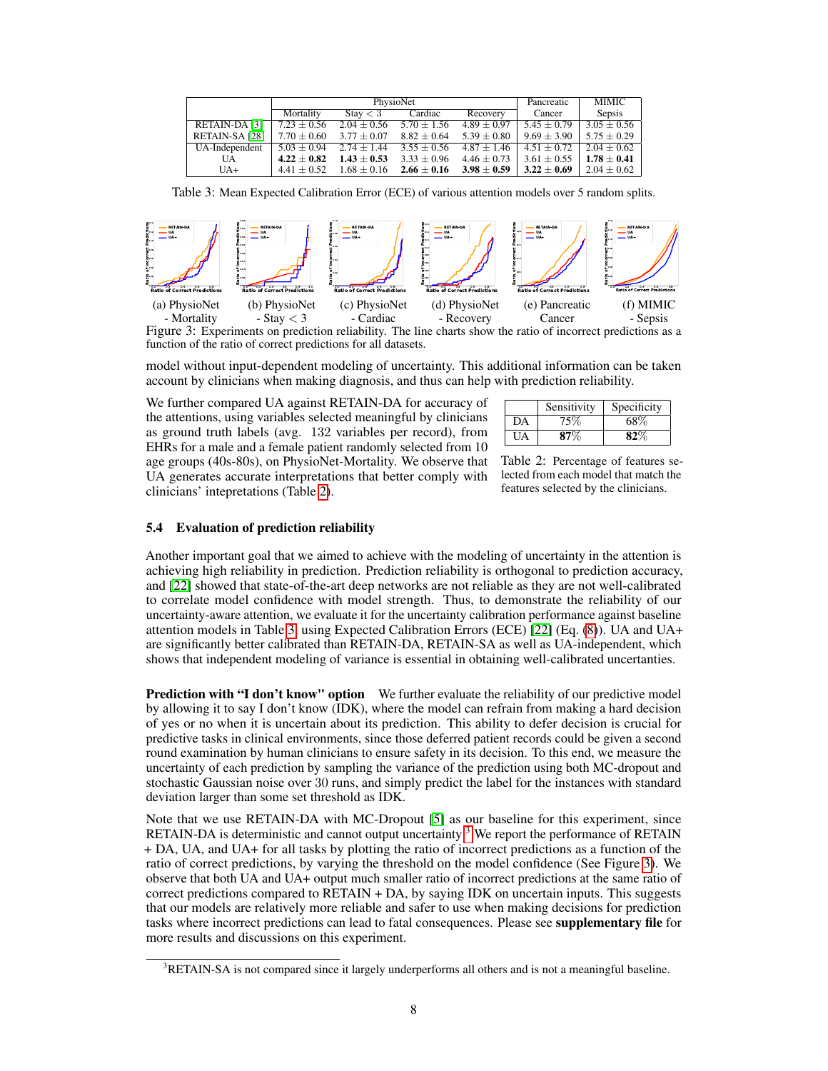|  | PhysioNet |  |  |  | Pancreatic | MIMIC |
|---|---|---|---|---|---|---|
|  | Mortality | Stay < 3 | Cardiac | Recovery | Cancer | Sepsis |
| RETAIN-DA [3] | 7.23 ± 0.56 | 2.04 ± 0.56 | 5.70 ± 1.56 | 4.89 ± 0.97 | 5.45 ± 0.79 | 3.05 ± 0.56 |
| RETAIN-SA [28] | 7.70 ± 0.60 | 3.77 ± 0.07 | 8.82 ± 0.64 | 5.39 ± 0.80 | 9.69 ± 3.90 | 5.75 ± 0.29 |
| UA-Independent | 5.03 ± 0.94 | 2.74 ± 1.44 | 3.55 ± 0.56 | 4.87 ± 1.46 | 4.51 ± 0.72 | 2.04 ± 0.62 |
| UA | **4.22 ± 0.82** | **1.43 ± 0.53** | 3.33 ± 0.96 | 4.46 ± 0.73 | 3.61 ± 0.55 | **1.78 ± 0.41** |
| UA+ | 4.41 ± 0.52 | 1.68 ± 0.16 | **2.66 ± 0.16** | **3.98 ± 0.59** | **3.22 ± 0.69** | 2.04 ± 0.62 |

Table 3: Mean Expected Calibration Error (ECE) of various attention models over 5 random splits.

(a) PhysioNet - Mortality (b) PhysioNet - Stay < 3 (c) PhysioNet - Cardiac (d) PhysioNet - Recovery (e) Pancreatic Cancer (f) MIMIC - Sepsis

Figure 3: Experiments on prediction reliability. The line charts show the ratio of incorrect predictions as a function of the ratio of correct predictions for all datasets.

model without input-dependent modeling of uncertainty. This additional information can be taken account by clinicians when making diagnosis, and thus can help with prediction reliability.

We further compared UA against RETAIN-DA for accuracy of the attentions, using variables selected meaningful by clinicians as ground truth labels (avg. 132 variables per record), from EHRs for a male and a female patient randomly selected from 10 age groups (40s-80s), on PhysioNet-Mortality. We observe that UA generates accurate interpretations that better comply with clinicians' intepretations (Table 2).

|  | Sensitivity | Specificity |
|---|---|---|
| DA | 75% | 68% |
| UA | **87%** | **82%** |

Table 2: Percentage of features selected from each model that match the features selected by the clinicians.

### 5.4 Evaluation of prediction reliability

Another important goal that we aimed to achieve with the modeling of uncertainty in the attention is achieving high reliability in prediction. Prediction reliability is orthogonal to prediction accuracy, and [22] showed that state-of-the-art deep networks are not reliable as they are not well-calibrated to correlate model confidence with model strength. Thus, to demonstrate the reliability of our uncertainty-aware attention, we evaluate it for the uncertainty calibration performance against baseline attention models in Table 3, using Expected Calibration Errors (ECE) [22] (Eq. (8)). UA and UA+ are significantly better calibrated than RETAIN-DA, RETAIN-SA as well as UA-independent, which shows that independent modeling of variance is essential in obtaining well-calibrated uncertainties.

**Prediction with "I don't know" option** We further evaluate the reliability of our predictive model by allowing it to say I don't know (IDK), where the model can refrain from making a hard decision of yes or no when it is uncertain about its prediction. This ability to defer decision is crucial for predictive tasks in clinical environments, since those deferred patient records could be given a second round examination by human clinicians to ensure safety in its decision. To this end, we measure the uncertainty of each prediction by sampling the variance of the prediction using both MC-dropout and stochastic Gaussian noise over 30 runs, and simply predict the label for the instances with standard deviation larger than some set threshold as IDK.

Note that we use RETAIN-DA with MC-Dropout [5] as our baseline for this experiment, since RETAIN-DA is deterministic and cannot output uncertainty.[3] We report the performance of RETAIN + DA, UA, and UA+ for all tasks by plotting the ratio of incorrect predictions as a function of the ratio of correct predictions, by varying the threshold on the model confidence (See Figure 3). We observe that both UA and UA+ output much smaller ratio of incorrect predictions at the same ratio of correct predictions compared to RETAIN + DA, by saying IDK on uncertain inputs. This suggests that our models are relatively more reliable and safer to use when making decisions for prediction tasks where incorrect predictions can lead to fatal consequences. Please see **supplementary file** for more results and discussions on this experiment.

[3] RETAIN-SA is not compared since it largely underperforms all others and is not a meaningful baseline.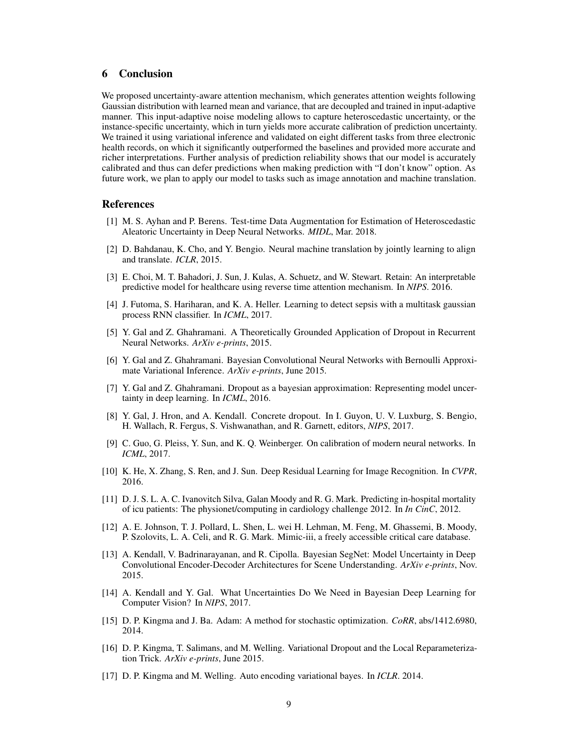## 6 Conclusion

We proposed uncertainty-aware attention mechanism, which generates attention weights following Gaussian distribution with learned mean and variance, that are decoupled and trained in input-adaptive manner. This input-adaptive noise modeling allows to capture heteroscedastic uncertainty, or the instance-specific uncertainty, which in turn yields more accurate calibration of prediction uncertainty. We trained it using variational inference and validated on eight different tasks from three electronic health records, on which it significantly outperformed the baselines and provided more accurate and richer interpretations. Further analysis of prediction reliability shows that our model is accurately calibrated and thus can defer predictions when making prediction with "I don't know" option. As future work, we plan to apply our model to tasks such as image annotation and machine translation.

## References

[1] M. S. Ayhan and P. Berens. Test-time Data Augmentation for Estimation of Heteroscedastic Aleatoric Uncertainty in Deep Neural Networks. *MIDL*, Mar. 2018.

[2] D. Bahdanau, K. Cho, and Y. Bengio. Neural machine translation by jointly learning to align and translate. *ICLR*, 2015.

[3] E. Choi, M. T. Bahadori, J. Sun, J. Kulas, A. Schuetz, and W. Stewart. Retain: An interpretable predictive model for healthcare using reverse time attention mechanism. In *NIPS*. 2016.

[4] J. Futoma, S. Hariharan, and K. A. Heller. Learning to detect sepsis with a multitask gaussian process RNN classifier. In *ICML*, 2017.

[5] Y. Gal and Z. Ghahramani. A Theoretically Grounded Application of Dropout in Recurrent Neural Networks. *ArXiv e-prints*, 2015.

[6] Y. Gal and Z. Ghahramani. Bayesian Convolutional Neural Networks with Bernoulli Approximate Variational Inference. *ArXiv e-prints*, June 2015.

[7] Y. Gal and Z. Ghahramani. Dropout as a bayesian approximation: Representing model uncertainty in deep learning. In *ICML*, 2016.

[8] Y. Gal, J. Hron, and A. Kendall. Concrete dropout. In I. Guyon, U. V. Luxburg, S. Bengio, H. Wallach, R. Fergus, S. Vishwanathan, and R. Garnett, editors, *NIPS*, 2017.

[9] C. Guo, G. Pleiss, Y. Sun, and K. Q. Weinberger. On calibration of modern neural networks. In *ICML*, 2017.

[10] K. He, X. Zhang, S. Ren, and J. Sun. Deep Residual Learning for Image Recognition. In *CVPR*, 2016.

[11] D. J. S. L. A. C. Ivanovitch Silva, Galan Moody and R. G. Mark. Predicting in-hospital mortality of icu patients: The physionet/computing in cardiology challenge 2012. In *In CinC*, 2012.

[12] A. E. Johnson, T. J. Pollard, L. Shen, L. wei H. Lehman, M. Feng, M. Ghassemi, B. Moody, P. Szolovits, L. A. Celi, and R. G. Mark. Mimic-iii, a freely accessible critical care database.

[13] A. Kendall, V. Badrinarayanan, and R. Cipolla. Bayesian SegNet: Model Uncertainty in Deep Convolutional Encoder-Decoder Architectures for Scene Understanding. *ArXiv e-prints*, Nov. 2015.

[14] A. Kendall and Y. Gal. What Uncertainties Do We Need in Bayesian Deep Learning for Computer Vision? In *NIPS*, 2017.

[15] D. P. Kingma and J. Ba. Adam: A method for stochastic optimization. *CoRR*, abs/1412.6980, 2014.

[16] D. P. Kingma, T. Salimans, and M. Welling. Variational Dropout and the Local Reparameterization Trick. *ArXiv e-prints*, June 2015.

[17] D. P. Kingma and M. Welling. Auto encoding variational bayes. In *ICLR*. 2014.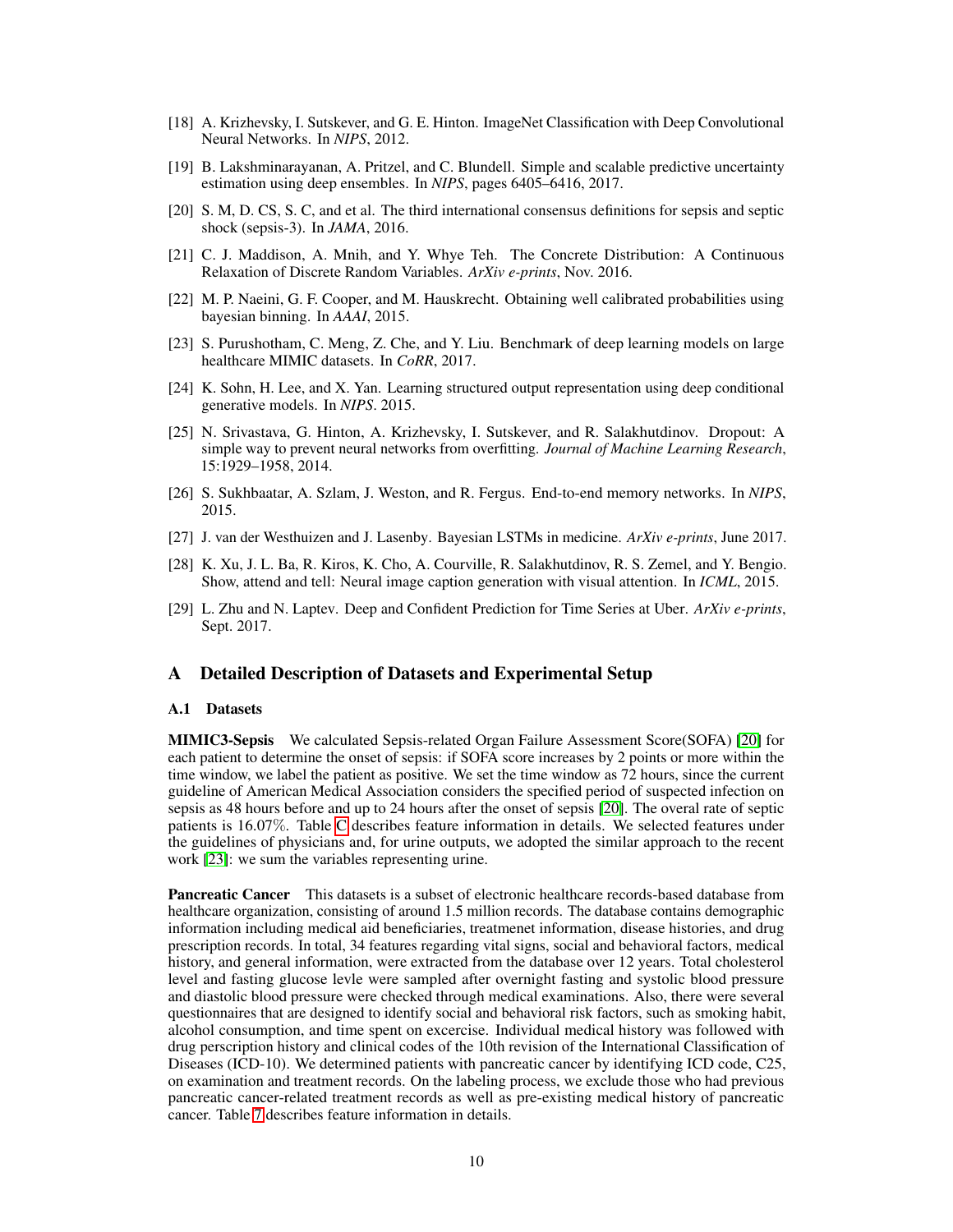[18] A. Krizhevsky, I. Sutskever, and G. E. Hinton. ImageNet Classification with Deep Convolutional Neural Networks. In *NIPS*, 2012.

[19] B. Lakshminarayanan, A. Pritzel, and C. Blundell. Simple and scalable predictive uncertainty estimation using deep ensembles. In *NIPS*, pages 6405–6416, 2017.

[20] S. M, D. CS, S. C, and et al. The third international consensus definitions for sepsis and septic shock (sepsis-3). In *JAMA*, 2016.

[21] C. J. Maddison, A. Mnih, and Y. Whye Teh. The Concrete Distribution: A Continuous Relaxation of Discrete Random Variables. *ArXiv e-prints*, Nov. 2016.

[22] M. P. Naeini, G. F. Cooper, and M. Hauskrecht. Obtaining well calibrated probabilities using bayesian binning. In *AAAI*, 2015.

[23] S. Purushotham, C. Meng, Z. Che, and Y. Liu. Benchmark of deep learning models on large healthcare MIMIC datasets. In *CoRR*, 2017.

[24] K. Sohn, H. Lee, and X. Yan. Learning structured output representation using deep conditional generative models. In *NIPS*. 2015.

[25] N. Srivastava, G. Hinton, A. Krizhevsky, I. Sutskever, and R. Salakhutdinov. Dropout: A simple way to prevent neural networks from overfitting. *Journal of Machine Learning Research*, 15:1929–1958, 2014.

[26] S. Sukhbaatar, A. Szlam, J. Weston, and R. Fergus. End-to-end memory networks. In *NIPS*, 2015.

[27] J. van der Westhuizen and J. Lasenby. Bayesian LSTMs in medicine. *ArXiv e-prints*, June 2017.

[28] K. Xu, J. L. Ba, R. Kiros, K. Cho, A. Courville, R. Salakhutdinov, R. S. Zemel, and Y. Bengio. Show, attend and tell: Neural image caption generation with visual attention. In *ICML*, 2015.

[29] L. Zhu and N. Laptev. Deep and Confident Prediction for Time Series at Uber. *ArXiv e-prints*, Sept. 2017.

## A Detailed Description of Datasets and Experimental Setup

### A.1 Datasets

**MIMIC3-Sepsis** We calculated Sepsis-related Organ Failure Assessment Score(SOFA) [20] for each patient to determine the onset of sepsis: if SOFA score increases by 2 points or more within the time window, we label the patient as positive. We set the time window as 72 hours, since the current guideline of American Medical Association considers the specified period of suspected infection on sepsis as 48 hours before and up to 24 hours after the onset of sepsis [20]. The overal rate of septic patients is 16.07%. Table C describes feature information in details. We selected features under the guidelines of physicians and, for urine outputs, we adopted the similar approach to the recent work [23]: we sum the variables representing urine.

**Pancreatic Cancer** This datasets is a subset of electronic healthcare records-based database from healthcare organization, consisting of around 1.5 million records. The database contains demographic information including medical aid beneficiaries, treatmenet information, disease histories, and drug prescription records. In total, 34 features regarding vital signs, social and behavioral factors, medical history, and general information, were extracted from the database over 12 years. Total cholesterol level and fasting glucose levle were sampled after overnight fasting and systolic blood pressure and diastolic blood pressure were checked through medical examinations. Also, there were several questionnaires that are designed to identify social and behavioral risk factors, such as smoking habit, alcohol consumption, and time spent on excercise. Individual medical history was followed with drug perscription history and clinical codes of the 10th revision of the International Classification of Diseases (ICD-10). We determined patients with pancreatic cancer by identifying ICD code, C25, on examination and treatment records. On the labeling process, we exclude those who had previous pancreatic cancer-related treatment records as well as pre-existing medical history of pancreatic cancer. Table 7 describes feature information in details.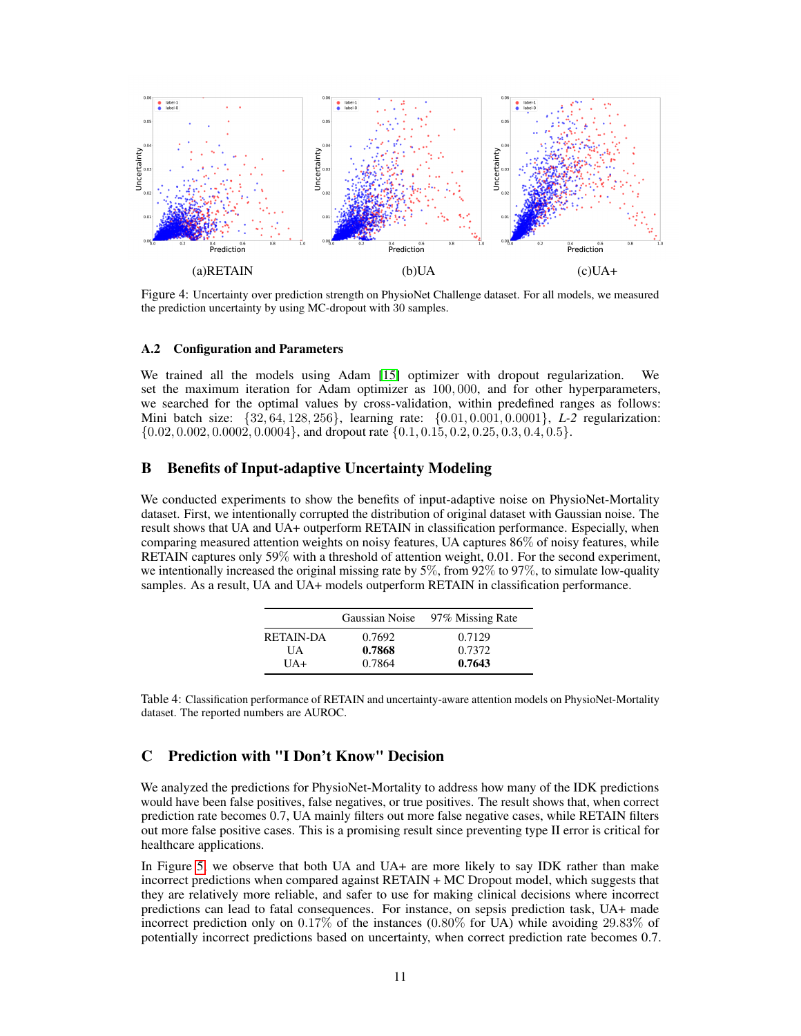(a)RETAIN (b)UA (c)UA+

Figure 4: Uncertainty over prediction strength on PhysioNet Challenge dataset. For all models, we measured the prediction uncertainty by using MC-dropout with 30 samples.

### A.2 Configuration and Parameters

We trained all the models using Adam [15] optimizer with dropout regularization. We set the maximum iteration for Adam optimizer as $100,000$, and for other hyperparameters, we searched for the optimal values by cross-validation, within predefined ranges as follows: Mini batch size: $\{32, 64, 128, 256\}$, learning rate: $\{0.01, 0.001, 0.0001\}$, *L-2* regularization: $\{0.02, 0.002, 0.0002, 0.0004\}$, and dropout rate $\{0.1, 0.15, 0.2, 0.25, 0.3, 0.4, 0.5\}$.

## B Benefits of Input-adaptive Uncertainty Modeling

We conducted experiments to show the benefits of input-adaptive noise on PhysioNet-Mortality dataset. First, we intentionally corrupted the distribution of original dataset with Gaussian noise. The result shows that UA and UA+ outperform RETAIN in classification performance. Especially, when comparing measured attention weights on noisy features, UA captures 86% of noisy features, while RETAIN captures only 59% with a threshold of attention weight, 0.01. For the second experiment, we intentionally increased the original missing rate by 5%, from 92% to 97%, to simulate low-quality samples. As a result, UA and UA+ models outperform RETAIN in classification performance.

| | Gaussian Noise | 97% Missing Rate |
|---|---|---|
| RETAIN-DA | 0.7692 | 0.7129 |
| UA | **0.7868** | 0.7372 |
| UA+ | 0.7864 | **0.7643** |

Table 4: Classification performance of RETAIN and uncertainty-aware attention models on PhysioNet-Mortality dataset. The reported numbers are AUROC.

## C Prediction with "I Don't Know" Decision

We analyzed the predictions for PhysioNet-Mortality to address how many of the IDK predictions would have been false positives, false negatives, or true positives. The result shows that, when correct prediction rate becomes 0.7, UA mainly filters out more false negative cases, while RETAIN filters out more false positive cases. This is a promising result since preventing type II error is critical for healthcare applications.

In Figure 5, we observe that both UA and UA+ are more likely to say IDK rather than make incorrect predictions when compared against RETAIN + MC Dropout model, which suggests that they are relatively more reliable, and safer to use for making clinical decisions where incorrect predictions can lead to fatal consequences. For instance, on sepsis prediction task, UA+ made incorrect prediction only on 0.17% of the instances (0.80% for UA) while avoiding 29.83% of potentially incorrect predictions based on uncertainty, when correct prediction rate becomes 0.7.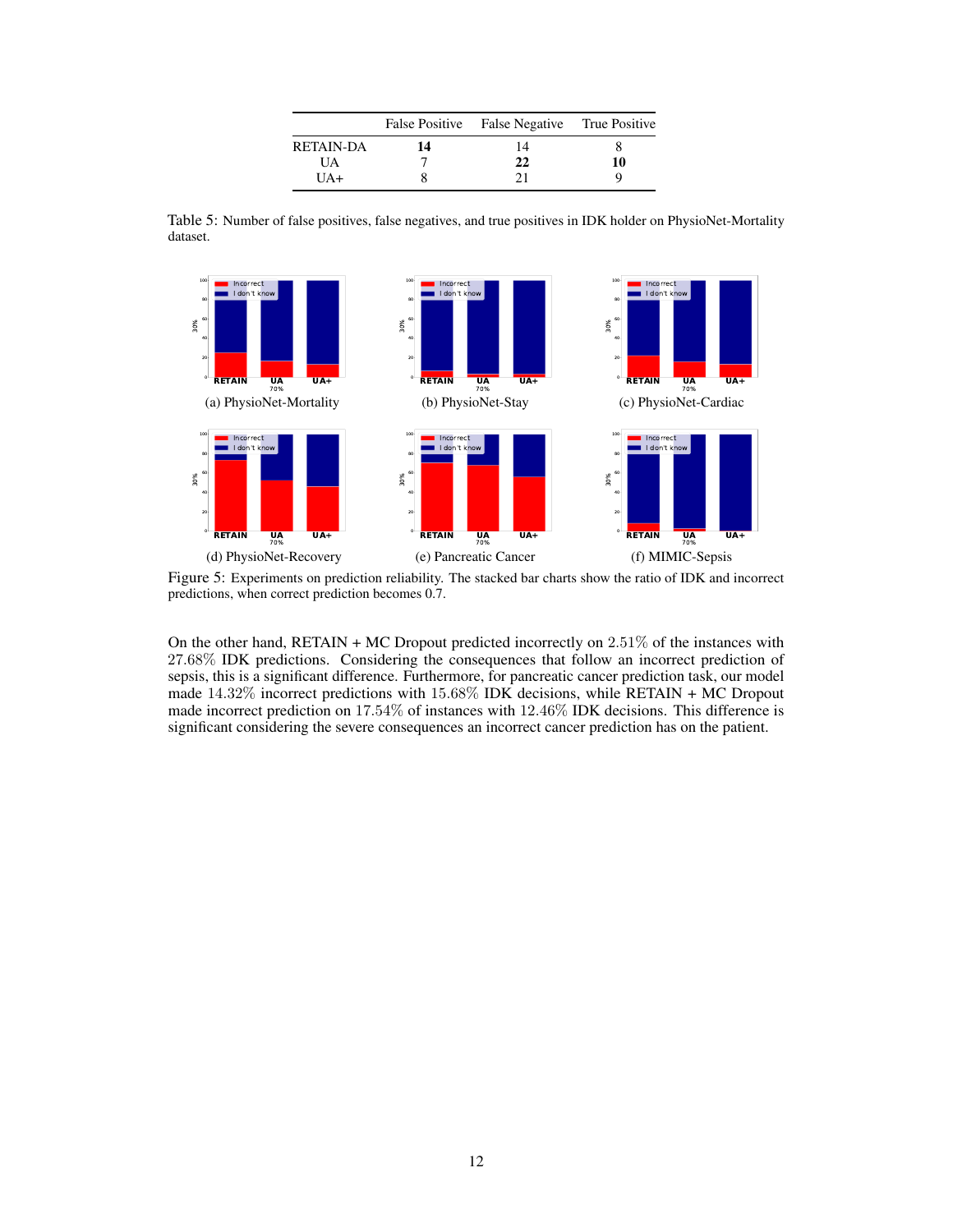|  | False Positive | False Negative | True Positive |
|---|---|---|---|
| RETAIN-DA | **14** | 14 | 8 |
| UA | 7 | **22** | **10** |
| UA+ | 8 | 21 | 9 |

Table 5: Number of false positives, false negatives, and true positives in IDK holder on PhysioNet-Mortality dataset.

(a) PhysioNet-Mortality (b) PhysioNet-Stay (c) PhysioNet-Cardiac

(d) PhysioNet-Recovery (e) Pancreatic Cancer (f) MIMIC-Sepsis

Figure 5: Experiments on prediction reliability. The stacked bar charts show the ratio of IDK and incorrect predictions, when correct prediction becomes 0.7.

On the other hand, RETAIN + MC Dropout predicted incorrectly on $2.51\%$ of the instances with $27.68\%$ IDK predictions. Considering the consequences that follow an incorrect prediction of sepsis, this is a significant difference. Furthermore, for pancreatic cancer prediction task, our model made $14.32\%$ incorrect predictions with $15.68\%$ IDK decisions, while RETAIN + MC Dropout made incorrect prediction on $17.54\%$ of instances with $12.46\%$ IDK decisions. This difference is significant considering the severe consequences an incorrect cancer prediction has on the patient.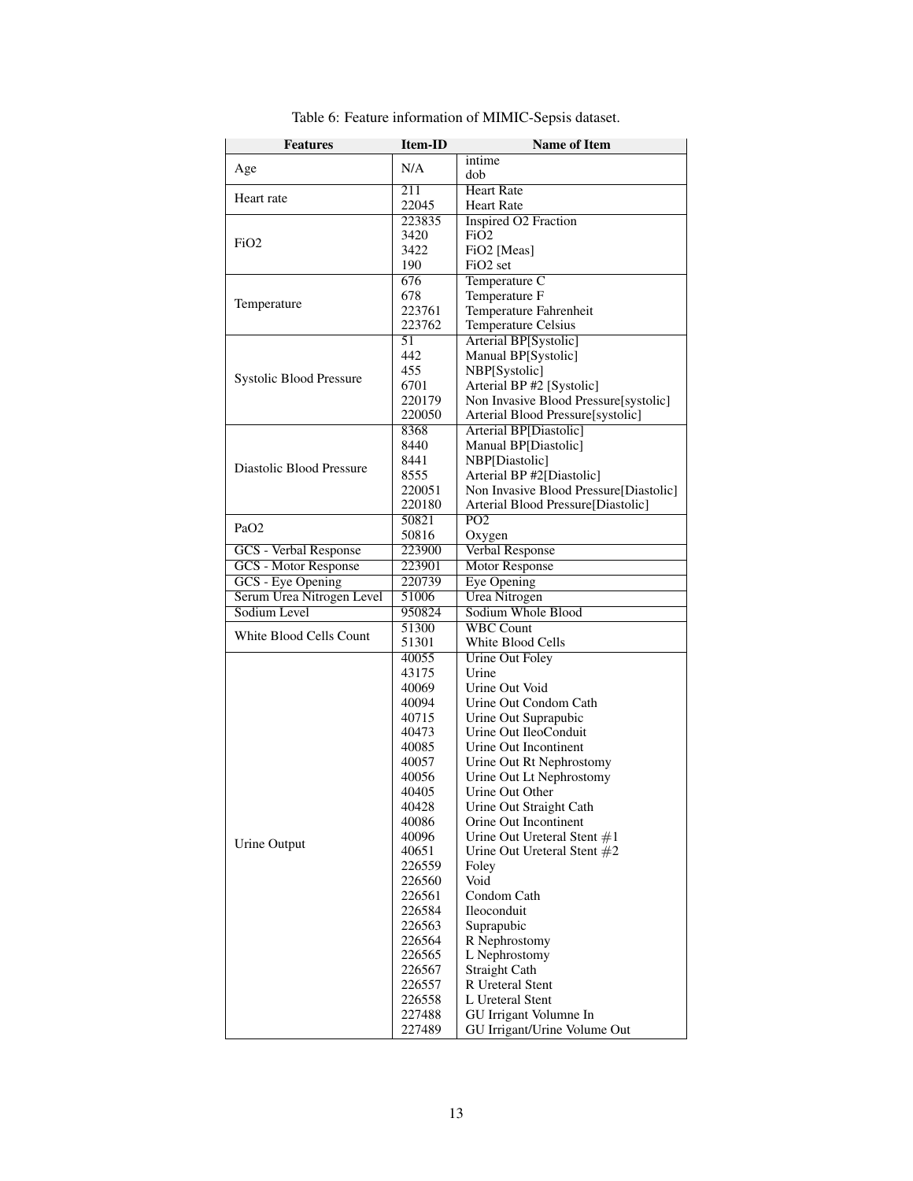Table 6: Feature information of MIMIC-Sepsis dataset.

| Features | Item-ID | Name of Item |
|---|---|---|
| Age | N/A | intime |
| | | dob |
| Heart rate | 211 | Heart Rate |
| | 22045 | Heart Rate |
| FiO2 | 223835 | Inspired O2 Fraction |
| | 3420 | FiO2 |
| | 3422 | FiO2 [Meas] |
| | 190 | FiO2 set |
| Temperature | 676 | Temperature C |
| | 678 | Temperature F |
| | 223761 | Temperature Fahrenheit |
| | 223762 | Temperature Celsius |
| Systolic Blood Pressure | 51 | Arterial BP[Systolic] |
| | 442 | Manual BP[Systolic] |
| | 455 | NBP[Systolic] |
| | 6701 | Arterial BP #2 [Systolic] |
| | 220179 | Non Invasive Blood Pressure[systolic] |
| | 220050 | Arterial Blood Pressure[systolic] |
| Diastolic Blood Pressure | 8368 | Arterial BP[Diastolic] |
| | 8440 | Manual BP[Diastolic] |
| | 8441 | NBP[Diastolic] |
| | 8555 | Arterial BP #2[Diastolic] |
| | 220051 | Non Invasive Blood Pressure[Diastolic] |
| | 220180 | Arterial Blood Pressure[Diastolic] |
| PaO2 | 50821 | PO2 |
| | 50816 | Oxygen |
| GCS - Verbal Response | 223900 | Verbal Response |
| GCS - Motor Response | 223901 | Motor Response |
| GCS - Eye Opening | 220739 | Eye Opening |
| Serum Urea Nitrogen Level | 51006 | Urea Nitrogen |
| Sodium Level | 950824 | Sodium Whole Blood |
| White Blood Cells Count | 51300 | WBC Count |
| | 51301 | White Blood Cells |
| Urine Output | 40055 | Urine Out Foley |
| | 43175 | Urine |
| | 40069 | Urine Out Void |
| | 40094 | Urine Out Condom Cath |
| | 40715 | Urine Out Suprapubic |
| | 40473 | Urine Out IleoConduit |
| | 40085 | Urine Out Incontinent |
| | 40057 | Urine Out Rt Nephrostomy |
| | 40056 | Urine Out Lt Nephrostomy |
| | 40405 | Urine Out Other |
| | 40428 | Urine Out Straight Cath |
| | 40086 | Orine Out Incontinent |
| | 40096 | Urine Out Ureteral Stent #1 |
| | 40651 | Urine Out Ureteral Stent #2 |
| | 226559 | Foley |
| | 226560 | Void |
| | 226561 | Condom Cath |
| | 226584 | Ileoconduit |
| | 226563 | Suprapubic |
| | 226564 | R Nephrostomy |
| | 226565 | L Nephrostomy |
| | 226567 | Straight Cath |
| | 226557 | R Ureteral Stent |
| | 226558 | L Ureteral Stent |
| | 227488 | GU Irrigant Volumne In |
| | 227489 | GU Irrigant/Urine Volume Out |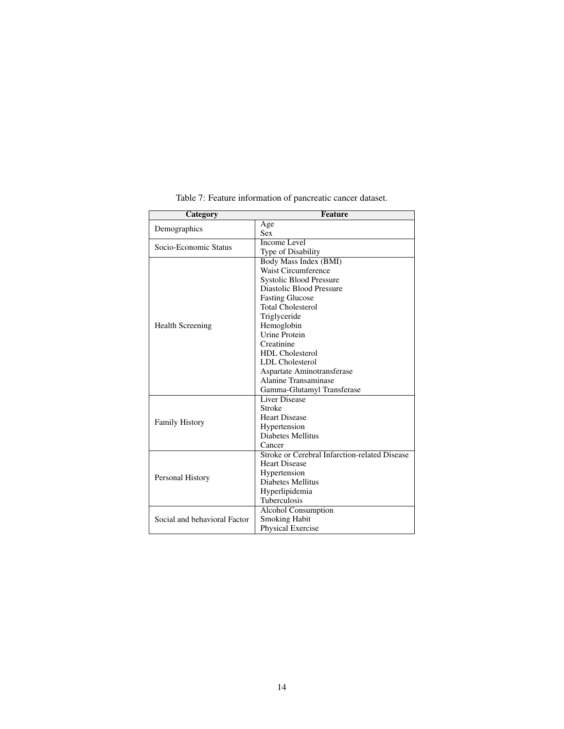Table 7: Feature information of pancreatic cancer dataset.

| Category | Feature |
|---|---|
| Demographics | Age |
| | Sex |
| Socio-Economic Status | Income Level |
| | Type of Disability |
| Health Screening | Body Mass Index (BMI) |
| | Waist Circumference |
| | Systolic Blood Pressure |
| | Diastolic Blood Pressure |
| | Fasting Glucose |
| | Total Cholesterol |
| | Triglyceride |
| | Hemoglobin |
| | Urine Protein |
| | Creatinine |
| | HDL Cholesterol |
| | LDL Cholesterol |
| | Aspartate Aminotransferase |
| | Alanine Transaminase |
| | Gamma-Glutamyl Transferase |
| Family History | Liver Disease |
| | Stroke |
| | Heart Disease |
| | Hypertension |
| | Diabetes Mellitus |
| | Cancer |
| Personal History | Stroke or Cerebral Infarction-related Disease |
| | Heart Disease |
| | Hypertension |
| | Diabetes Mellitus |
| | Hyperlipidemia |
| | Tuberculosis |
| Social and behavioral Factor | Alcohol Consumption |
| | Smoking Habit |
| | Physical Exercise |